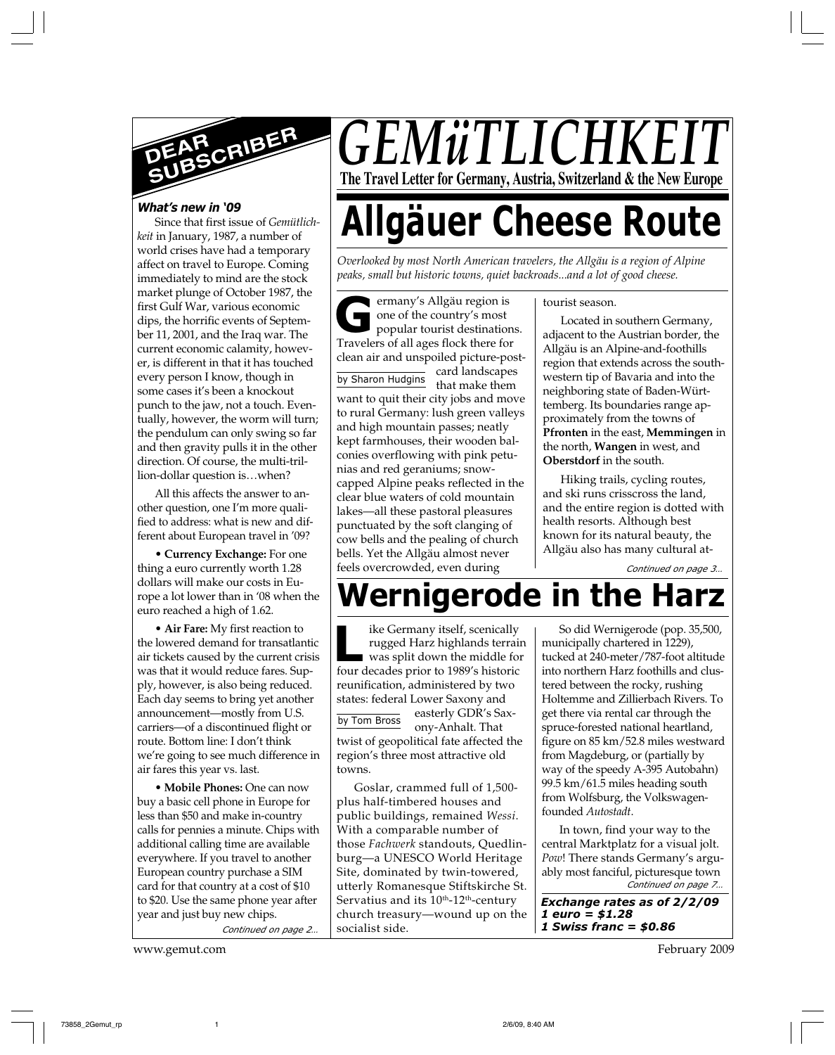# GEMüTLICHKEIT

**The Travel Letter for Germany, Austria, Switzerland & the New Europe**

## DEAR SUBSCRIBER

***What's new in '09***

Since that first issue of *Gemütlichkeit* in January, 1987, a number of world crises have had a temporary affect on travel to Europe. Coming immediately to mind are the stock market plunge of October 1987, the first Gulf War, various economic dips, the horrific events of September 11, 2001, and the Iraq war. The current economic calamity, however, is different in that it has touched every person I know, though in some cases it's been a knockout punch to the jaw, not a touch. Eventually, however, the worm will turn; the pendulum can only swing so far and then gravity pulls it in the other direction. Of course, the multi-trillion-dollar question is…when?

All this affects the answer to another question, one I'm more qualified to address: what is new and different about European travel in '09?

• **Currency Exchange:** For one thing a euro currently worth 1.28 dollars will make our costs in Europe a lot lower than in '08 when the euro reached a high of 1.62.

• **Air Fare:** My first reaction to the lowered demand for transatlantic air tickets caused by the current crisis was that it would reduce fares. Supply, however, is also being reduced. Each day seems to bring yet another announcement—mostly from U.S. carriers—of a discontinued flight or route. Bottom line: I don't think we're going to see much difference in air fares this year vs. last.

• **Mobile Phones:** One can now buy a basic cell phone in Europe for less than $50 and make in-country calls for pennies a minute. Chips with additional calling time are available everywhere. If you travel to another European country purchase a SIM card for that country at a cost of $10 to $20. Use the same phone year after year and just buy new chips.

*Continued on page 2…*

# Allgäuer Cheese Route

*Overlooked by most North American travelers, the Allgäu is a region of Alpine peaks, small but historic towns, quiet backroads...and a lot of good cheese.*

by Sharon Hudgins

Germany's Allgäu region is one of the country's most popular tourist destinations. Travelers of all ages flock there for clean air and unspoiled picture-postcard landscapes that make them want to quit their city jobs and move to rural Germany: lush green valleys and high mountain passes; neatly kept farmhouses, their wooden balconies overflowing with pink petunias and red geraniums; snow-capped Alpine peaks reflected in the clear blue waters of cold mountain lakes—all these pastoral pleasures punctuated by the soft clanging of cow bells and the pealing of church bells. Yet the Allgäu almost never feels overcrowded, even during tourist season.

Located in southern Germany, adjacent to the Austrian border, the Allgäu is an Alpine-and-foothills region that extends across the southwestern tip of Bavaria and into the neighboring state of Baden-Württemberg. Its boundaries range approximately from the towns of **Pfronten** in the east, **Memmingen** in the north, **Wangen** in west, and **Oberstdorf** in the south.

Hiking trails, cycling routes, and ski runs crisscross the land, and the entire region is dotted with health resorts. Although best known for its natural beauty, the Allgäu also has many cultural at-

*Continued on page 3…*

# Wernigerode in the Harz

by Tom Bross

Like Germany itself, scenically rugged Harz highlands terrain was split down the middle for four decades prior to 1989's historic reunification, administered by two states: federal Lower Saxony and easterly GDR's Saxony-Anhalt. That twist of geopolitical fate affected the region's three most attractive old towns.

Goslar, crammed full of 1,500-plus half-timbered houses and public buildings, remained *Wessi*. With a comparable number of those *Fachwerk* standouts, Quedlinburg—a UNESCO World Heritage Site, dominated by twin-towered, utterly Romanesque Stiftskirche St. Servatius and its 10th-12th-century church treasury—wound up on the socialist side.

So did Wernigerode (pop. 35,500, municipally chartered in 1229), tucked at 240-meter/787-foot altitude into northern Harz foothills and clustered between the rocky, rushing Holtemme and Zillierbach Rivers. To get there via rental car through the spruce-forested national heartland, figure on 85 km/52.8 miles westward from Magdeburg, or (partially by way of the speedy A-395 Autobahn) 99.5 km/61.5 miles heading south from Wolfsburg, the Volkswagen-founded *Autostadt*.

In town, find your way to the central Marktplatz for a visual jolt. *Pow*! There stands Germany's arguably most fanciful, picturesque town

*Continued on page 7…*

***Exchange rates as of 2/2/09***
***1 euro = $1.28***
***1 Swiss franc = $0.86***

www.gemut.com February 2009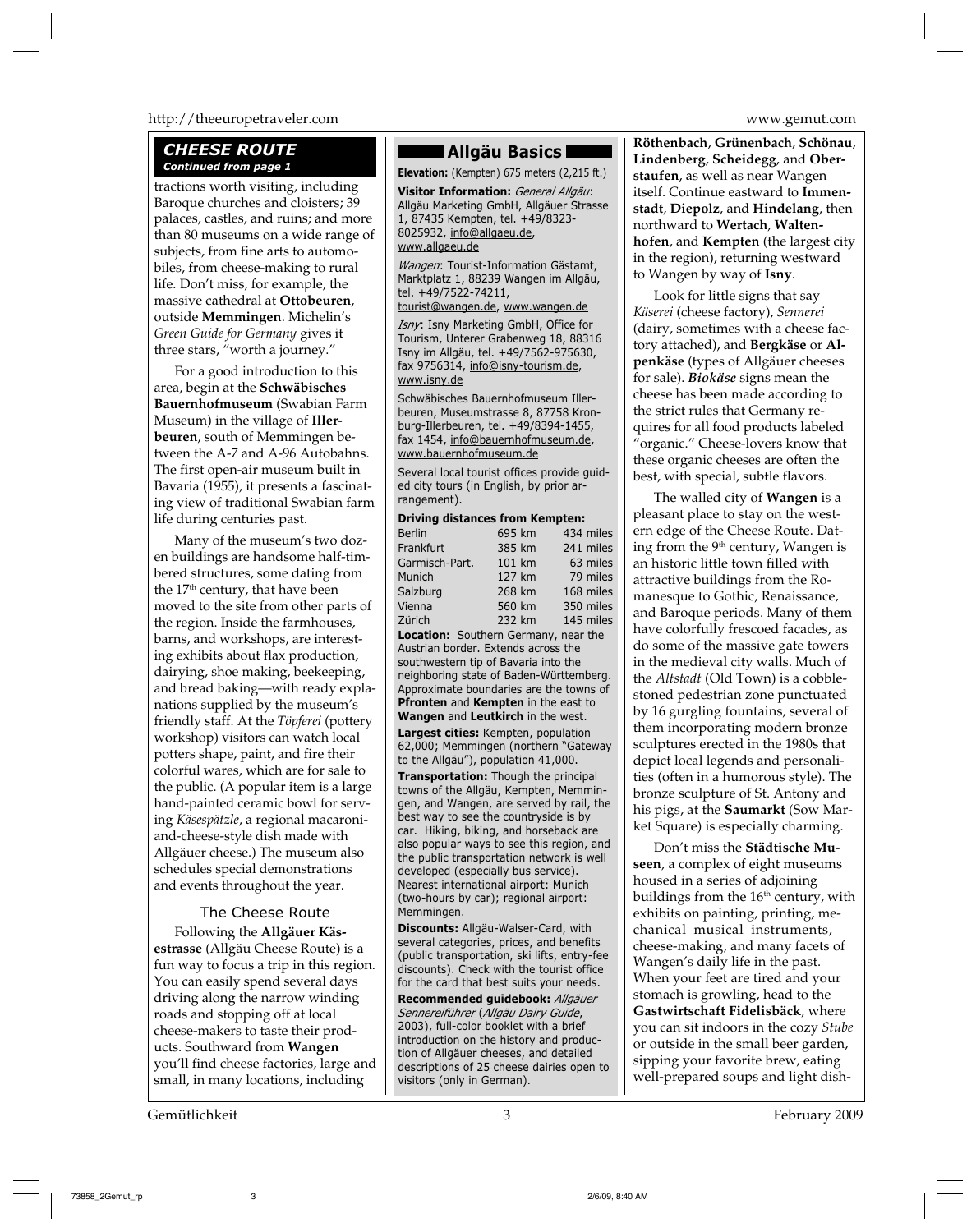## *CHEESE ROUTE*

***Continued from page 1***

tractions worth visiting, including Baroque churches and cloisters; 39 palaces, castles, and ruins; and more than 80 museums on a wide range of subjects, from fine arts to automobiles, from cheese-making to rural life. Don't miss, for example, the massive cathedral at **Ottobeuren**, outside **Memmingen**. Michelin's *Green Guide for Germany* gives it three stars, "worth a journey."

For a good introduction to this area, begin at the **Schwäbisches Bauernhofmuseum** (Swabian Farm Museum) in the village of **Illerbeuren**, south of Memmingen between the A-7 and A-96 Autobahns. The first open-air museum built in Bavaria (1955), it presents a fascinating view of traditional Swabian farm life during centuries past.

Many of the museum's two dozen buildings are handsome half-timbered structures, some dating from the 17th century, that have been moved to the site from other parts of the region. Inside the farmhouses, barns, and workshops, are interesting exhibits about flax production, dairying, shoe making, beekeeping, and bread baking—with ready explanations supplied by the museum's friendly staff. At the *Töpferei* (pottery workshop) visitors can watch local potters shape, paint, and fire their colorful wares, which are for sale to the public. (A popular item is a large hand-painted ceramic bowl for serving *Käsespätzle*, a regional macaroni-and-cheese-style dish made with Allgäuer cheese.) The museum also schedules special demonstrations and events throughout the year.

### The Cheese Route

Following the **Allgäuer Käsestrasse** (Allgäu Cheese Route) is a fun way to focus a trip in this region. You can easily spend several days driving along the narrow winding roads and stopping off at local cheese-makers to taste their products. Southward from **Wangen** you'll find cheese factories, large and small, in many locations, including **Röthenbach**, **Grünenbach**, **Schönau**, **Lindenberg**, **Scheidegg**, and **Oberstaufen**, as well as near Wangen itself. Continue eastward to **Immenstadt**, **Diepolz**, and **Hindelang**, then northward to **Wertach**, **Waltenhofen**, and **Kempten** (the largest city in the region), returning westward to Wangen by way of **Isny**.

Look for little signs that say *Käserei* (cheese factory), *Sennerei* (dairy, sometimes with a cheese factory attached), and **Bergkäse** or **Alpenkäse** (types of Allgäuer cheeses for sale). ***Biokäse*** signs mean the cheese has been made according to the strict rules that Germany requires for all food products labeled "organic." Cheese-lovers know that these organic cheeses are often the best, with special, subtle flavors.

The walled city of **Wangen** is a pleasant place to stay on the western edge of the Cheese Route. Dating from the 9th century, Wangen is an historic little town filled with attractive buildings from the Romanesque to Gothic, Renaissance, and Baroque periods. Many of them have colorfully frescoed facades, as do some of the massive gate towers in the medieval city walls. Much of the *Altstadt* (Old Town) is a cobblestoned pedestrian zone punctuated by 16 gurgling fountains, several of them incorporating modern bronze sculptures erected in the 1980s that depict local legends and personalities (often in a humorous style). The bronze sculpture of St. Antony and his pigs, at the **Saumarkt** (Sow Market Square) is especially charming.

Don't miss the **Städtische Museen**, a complex of eight museums housed in a series of adjoining buildings from the 16th century, with exhibits on painting, printing, mechanical musical instruments, cheese-making, and many facets of Wangen's daily life in the past. When your feet are tired and your stomach is growling, head to the **Gastwirtschaft Fidelisbäck**, where you can sit indoors in the cozy *Stube* or outside in the small beer garden, sipping your favorite brew, eating well-prepared soups and light dish-

---

## Allgäu Basics

**Elevation:** (Kempten) 675 meters (2,215 ft.)

**Visitor Information:** *General Allgäu*: Allgäu Marketing GmbH, Allgäuer Strasse 1, 87435 Kempten, tel. +49/8323-8025932, info@allgaeu.de, www.allgaeu.de

*Wangen*: Tourist-Information Gästamt, Marktplatz 1, 88239 Wangen im Allgäu, tel. +49/7522-74211, tourist@wangen.de, www.wangen.de

*Isny*: Isny Marketing GmbH, Office for Tourism, Unterer Grabenweg 18, 88316 Isny im Allgäu, tel. +49/7562-975630, fax 9756314, info@isny-tourism.de, www.isny.de

Schwäbisches Bauernhofmuseum Illerbeuren, Museumstrasse 8, 87758 Kronburg-Illerbeuren, tel. +49/8394-1455, fax 1454, info@bauernhofmuseum.de, www.bauernhofmuseum.de

Several local tourist offices provide guided city tours (in English, by prior arrangement).

**Driving distances from Kempten:**

| | | |
|---|---|---|
| Berlin | 695 km | 434 miles |
| Frankfurt | 385 km | 241 miles |
| Garmisch-Part. | 101 km | 63 miles |
| Munich | 127 km | 79 miles |
| Salzburg | 268 km | 168 miles |
| Vienna | 560 km | 350 miles |
| Zürich | 232 km | 145 miles |

**Location:** Southern Germany, near the Austrian border. Extends across the southwestern tip of Bavaria into the neighboring state of Baden-Württemberg. Approximate boundaries are the towns of **Pfronten** and **Kempten** in the east to **Wangen** and **Leutkirch** in the west.

**Largest cities:** Kempten, population 62,000; Memmingen (northern "Gateway to the Allgäu"), population 41,000.

**Transportation:** Though the principal towns of the Allgäu, Kempten, Memmingen, and Wangen, are served by rail, the best way to see the countryside is by car. Hiking, biking, and horseback are also popular ways to see this region, and the public transportation network is well developed (especially bus service). Nearest international airport: Munich (two-hours by car); regional airport: Memmingen.

**Discounts:** Allgäu-Walser-Card, with several categories, prices, and benefits (public transportation, ski lifts, entry-fee discounts). Check with the tourist office for the card that best suits your needs.

**Recommended guidebook:** *Allgäuer Sennereiführer* (*Allgäu Dairy Guide*, 2003), full-color booklet with a brief introduction on the history and production of Allgäuer cheeses, and detailed descriptions of 25 cheese dairies open to visitors (only in German).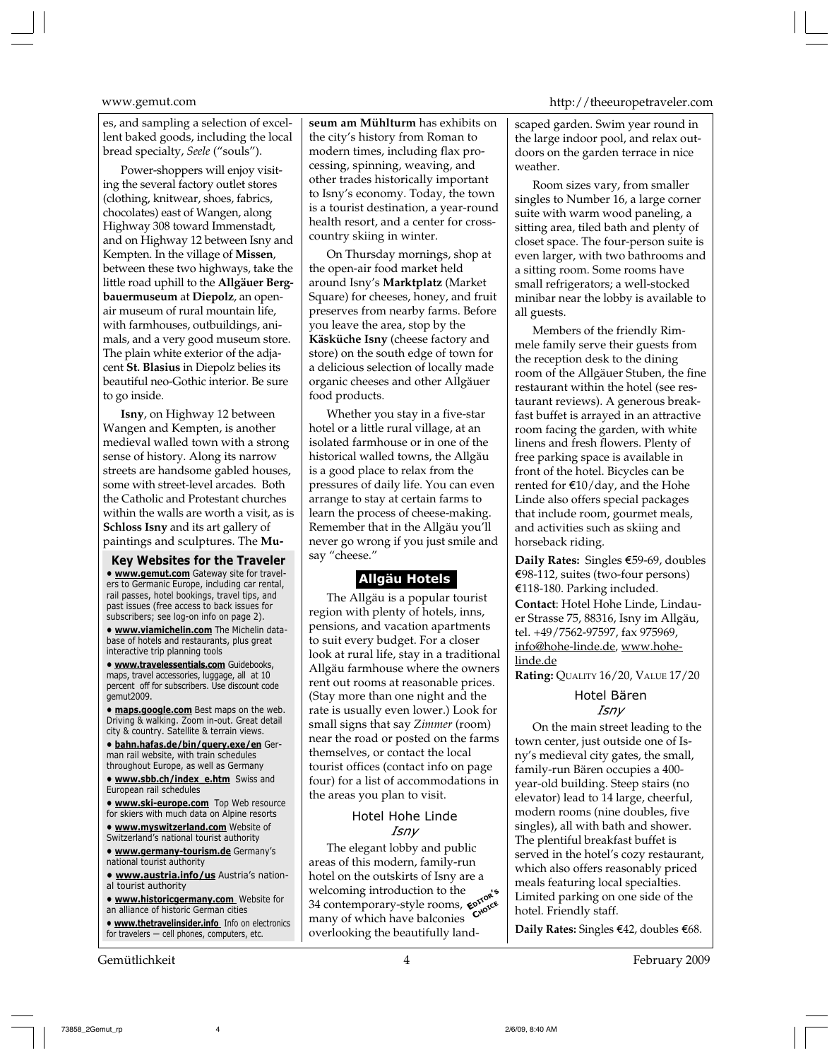es, and sampling a selection of excellent baked goods, including the local bread specialty, *Seele* ("souls").

Power-shoppers will enjoy visiting the several factory outlet stores (clothing, knitwear, shoes, fabrics, chocolates) east of Wangen, along Highway 308 toward Immenstadt, and on Highway 12 between Isny and Kempten. In the village of **Missen**, between these two highways, take the little road uphill to the **Allgäuer Bergbauermuseum** at **Diepolz**, an open-air museum of rural mountain life, with farmhouses, outbuildings, animals, and a very good museum store. The plain white exterior of the adjacent **St. Blasius** in Diepolz belies its beautiful neo-Gothic interior. Be sure to go inside.

**Isny**, on Highway 12 between Wangen and Kempten, is another medieval walled town with a strong sense of history. Along its narrow streets are handsome gabled houses, some with street-level arcades. Both the Catholic and Protestant churches within the walls are worth a visit, as is **Schloss Isny** and its art gallery of paintings and sculptures. The **Museum am Mühlturm** has exhibits on the city's history from Roman to modern times, including flax processing, spinning, weaving, and other trades historically important to Isny's economy. Today, the town is a tourist destination, a year-round health resort, and a center for cross-country skiing in winter.

On Thursday mornings, shop at the open-air food market held around Isny's **Marktplatz** (Market Square) for cheeses, honey, and fruit preserves from nearby farms. Before you leave the area, stop by the **Käsküche Isny** (cheese factory and store) on the south edge of town for a delicious selection of locally made organic cheeses and other Allgäuer food products.

Whether you stay in a five-star hotel or a little rural village, at an isolated farmhouse or in one of the historical walled towns, the Allgäu is a good place to relax from the pressures of daily life. You can even arrange to stay at certain farms to learn the process of cheese-making. Remember that in the Allgäu you'll never go wrong if you just smile and say "cheese."

### Key Websites for the Traveler

- **www.gemut.com** Gateway site for travelers to Germanic Europe, including car rental, rail passes, hotel bookings, travel tips, and past issues (free access to back issues for subscribers; see log-on info on page 2).
- **www.viamichelin.com** The Michelin database of hotels and restaurants, plus great interactive trip planning tools
- **www.travelessentials.com** Guidebooks, maps, travel accessories, luggage, all at 10 percent off for subscribers. Use discount code gemut2009.
- **maps.google.com** Best maps on the web. Driving & walking. Zoom in-out. Great detail city & country. Satellite & terrain views.
- **bahn.hafas.de/bin/query.exe/en** German rail website, with train schedules throughout Europe, as well as Germany
- **www.sbb.ch/index_e.htm** Swiss and European rail schedules
- **www.ski-europe.com** Top Web resource for skiers with much data on Alpine resorts
- **www.myswitzerland.com** Website of Switzerland's national tourist authority
- **www.germany-tourism.de** Germany's national tourist authority
- **www.austria.info/us** Austria's national tourist authority
- **www.historicgermany.com** Website for an alliance of historic German cities
- **www.thetravelinsider.info** Info on electronics for travelers — cell phones, computers, etc.

## Allgäu Hotels

The Allgäu is a popular tourist region with plenty of hotels, inns, pensions, and vacation apartments to suit every budget. For a closer look at rural life, stay in a traditional Allgäu farmhouse where the owners rent out rooms at reasonable prices. (Stay more than one night and the rate is usually even lower.) Look for small signs that say *Zimmer* (room) near the road or posted on the farms themselves, or contact the local tourist offices (contact info on page four) for a list of accommodations in the areas you plan to visit.

### Hotel Hohe Linde
*Isny*

EDITOR'S CHOICE

The elegant lobby and public areas of this modern, family-run hotel on the outskirts of Isny are a welcoming introduction to the 34 contemporary-style rooms, many of which have balconies overlooking the beautifully landscaped garden. Swim year round in the large indoor pool, and relax outdoors on the garden terrace in nice weather.

Room sizes vary, from smaller singles to Number 16, a large corner suite with warm wood paneling, a sitting area, tiled bath and plenty of closet space. The four-person suite is even larger, with two bathrooms and a sitting room. Some rooms have small refrigerators; a well-stocked minibar near the lobby is available to all guests.

Members of the friendly Rimmele family serve their guests from the reception desk to the dining room of the Allgäuer Stuben, the fine restaurant within the hotel (see restaurant reviews). A generous breakfast buffet is arrayed in an attractive room facing the garden, with white linens and fresh flowers. Plenty of free parking space is available in front of the hotel. Bicycles can be rented for €10/day, and the Hohe Linde also offers special packages that include room, gourmet meals, and activities such as skiing and horseback riding.

**Daily Rates:** Singles €59-69, doubles €98-112, suites (two-four persons) €118-180. Parking included.

**Contact**: Hotel Hohe Linde, Lindauer Strasse 75, 88316, Isny im Allgäu, tel. +49/7562-97597, fax 975969, info@hohe-linde.de, www.hohe-linde.de

**Rating:** QUALITY 16/20, VALUE 17/20

### Hotel Bären
*Isny*

On the main street leading to the town center, just outside one of Isny's medieval city gates, the small, family-run Bären occupies a 400-year-old building. Steep stairs (no elevator) lead to 14 large, cheerful, modern rooms (nine doubles, five singles), all with bath and shower. The plentiful breakfast buffet is served in the hotel's cozy restaurant, which also offers reasonably priced meals featuring local specialties. Limited parking on one side of the hotel. Friendly staff.

**Daily Rates:** Singles €42, doubles €68.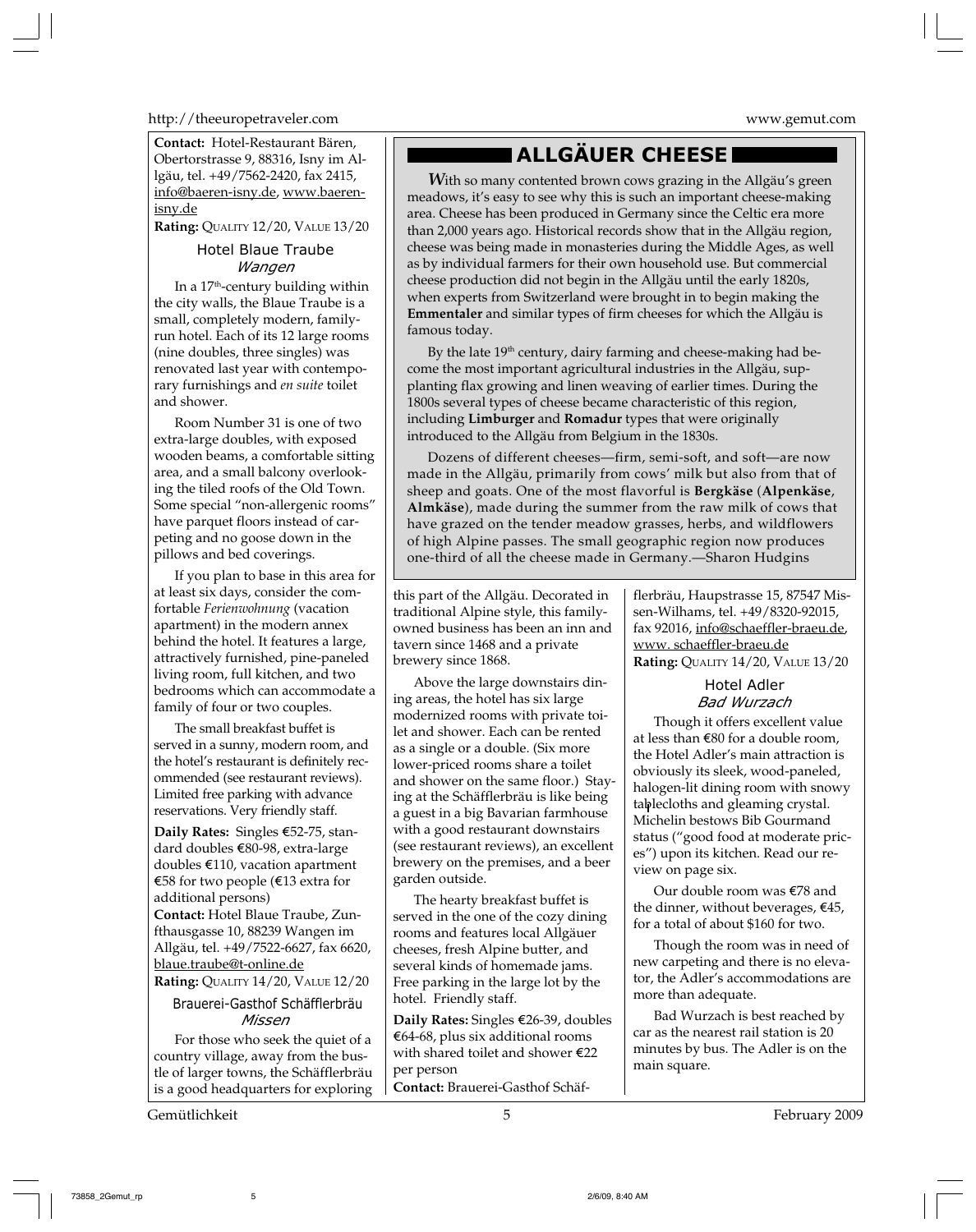**Contact:** Hotel-Restaurant Bären, Obertorstrasse 9, 88316, Isny im Allgäu, tel. +49/7562-2420, fax 2415, info@baeren-isny.de, www.baeren-isny.de

**Rating:** QUALITY 12/20, VALUE 13/20

### Hotel Blaue Traube
*Wangen*

In a 17th-century building within the city walls, the Blaue Traube is a small, completely modern, family-run hotel. Each of its 12 large rooms (nine doubles, three singles) was renovated last year with contemporary furnishings and *en suite* toilet and shower.

Room Number 31 is one of two extra-large doubles, with exposed wooden beams, a comfortable sitting area, and a small balcony overlooking the tiled roofs of the Old Town. Some special "non-allergenic rooms" have parquet floors instead of carpeting and no goose down in the pillows and bed coverings.

If you plan to base in this area for at least six days, consider the comfortable *Ferienwohnung* (vacation apartment) in the modern annex behind the hotel. It features a large, attractively furnished, pine-paneled living room, full kitchen, and two bedrooms which can accommodate a family of four or two couples.

The small breakfast buffet is served in a sunny, modern room, and the hotel's restaurant is definitely recommended (see restaurant reviews). Limited free parking with advance reservations. Very friendly staff.

**Daily Rates:** Singles €52-75, standard doubles €80-98, extra-large doubles €110, vacation apartment €58 for two people (€13 extra for additional persons)

**Contact:** Hotel Blaue Traube, Zunfthausgasse 10, 88239 Wangen im Allgäu, tel. +49/7522-6627, fax 6620, blaue.traube@t-online.de

**Rating:** QUALITY 14/20, VALUE 12/20

### Brauerei-Gasthof Schäfflerbräu
*Missen*

For those who seek the quiet of a country village, away from the bustle of larger towns, the Schäfflerbräu is a good headquarters for exploring this part of the Allgäu. Decorated in traditional Alpine style, this family-owned business has been an inn and tavern since 1468 and a private brewery since 1868.

Above the large downstairs dining areas, the hotel has six large modernized rooms with private toilet and shower. Each can be rented as a single or a double. (Six more lower-priced rooms share a toilet and shower on the same floor.) Staying at the Schäfflerbräu is like being a guest in a big Bavarian farmhouse with a good restaurant downstairs (see restaurant reviews), an excellent brewery on the premises, and a beer garden outside.

The hearty breakfast buffet is served in the one of the cozy dining rooms and features local Allgäuer cheeses, fresh Alpine butter, and several kinds of homemade jams. Free parking in the large lot by the hotel. Friendly staff.

**Daily Rates:** Singles €26-39, doubles €64-68, plus six additional rooms with shared toilet and shower €22 per person

**Contact:** Brauerei-Gasthof Schäfflerbräu, Haupstrasse 15, 87547 Missen-Wilhams, tel. +49/8320-92015, fax 92016, info@schaeffler-braeu.de, www. schaeffler-braeu.de

**Rating:** QUALITY 14/20, VALUE 13/20

### Hotel Adler
*Bad Wurzach*

Though it offers excellent value at less than €80 for a double room, the Hotel Adler's main attraction is obviously its sleek, wood-paneled, halogen-lit dining room with snowy tablecloths and gleaming crystal. Michelin bestows Bib Gourmand status ("good food at moderate prices") upon its kitchen. Read our review on page six.

Our double room was €78 and the dinner, without beverages, €45, for a total of about $160 for two.

Though the room was in need of new carpeting and there is no elevator, the Adler's accommodations are more than adequate.

Bad Wurzach is best reached by car as the nearest rail station is 20 minutes by bus. The Adler is on the main square.

## ALLGÄUER CHEESE

*W*ith so many contented brown cows grazing in the Allgäu's green meadows, it's easy to see why this is such an important cheese-making area. Cheese has been produced in Germany since the Celtic era more than 2,000 years ago. Historical records show that in the Allgäu region, cheese was being made in monasteries during the Middle Ages, as well as by individual farmers for their own household use. But commercial cheese production did not begin in the Allgäu until the early 1820s, when experts from Switzerland were brought in to begin making the **Emmentaler** and similar types of firm cheeses for which the Allgäu is famous today.

By the late 19th century, dairy farming and cheese-making had become the most important agricultural industries in the Allgäu, supplanting flax growing and linen weaving of earlier times. During the 1800s several types of cheese became characteristic of this region, including **Limburger** and **Romadur** types that were originally introduced to the Allgäu from Belgium in the 1830s.

Dozens of different cheeses—firm, semi-soft, and soft—are now made in the Allgäu, primarily from cows' milk but also from that of sheep and goats. One of the most flavorful is **Bergkäse** (**Alpenkäse**, **Almkäse**), made during the summer from the raw milk of cows that have grazed on the tender meadow grasses, herbs, and wildflowers of high Alpine passes. The small geographic region now produces one-third of all the cheese made in Germany.—Sharon Hudgins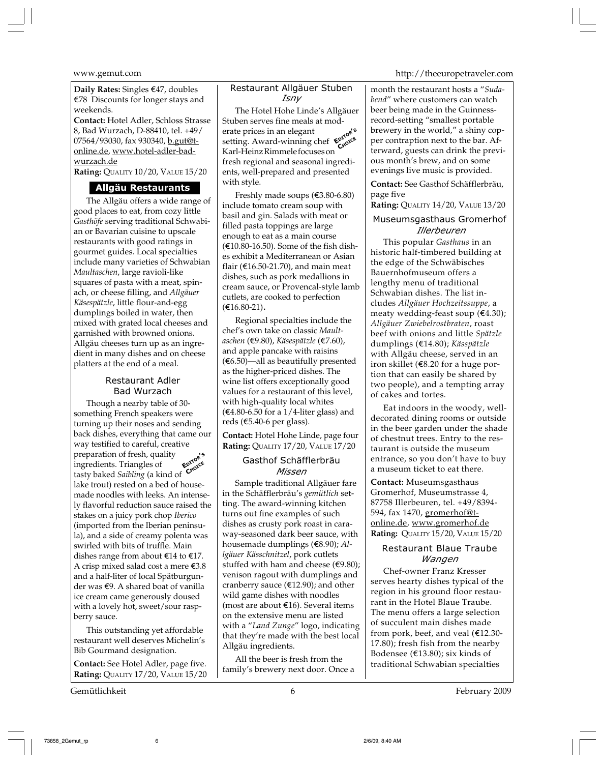**Daily Rates:** Singles €47, doubles €78 Discounts for longer stays and weekends.

**Contact:** Hotel Adler, Schloss Strasse 8, Bad Wurzach, D-88410, tel. +49/ 07564/93030, fax 930340, b.gut@t-online.de, www.hotel-adler-bad-wurzach.de

**Rating:** QUALITY 10/20, VALUE 15/20

## Allgäu Restaurants

The Allgäu offers a wide range of good places to eat, from cozy little *Gasthöfe* serving traditional Schwabian or Bavarian cuisine to upscale restaurants with good ratings in gourmet guides. Local specialties include many varieties of Schwabian *Maultaschen*, large ravioli-like squares of pasta with a meat, spinach, or cheese filling, and *Allgäuer Käsespätzle*, little flour-and-egg dumplings boiled in water, then mixed with grated local cheeses and garnished with browned onions. Allgäu cheeses turn up as an ingredient in many dishes and on cheese platters at the end of a meal.

### Restaurant Adler
### Bad Wurzach

EDITOR'S CHOICE

Though a nearby table of 30-something French speakers were turning up their noses and sending back dishes, everything that came our way testified to careful, creative preparation of fresh, quality ingredients. Triangles of tasty baked *Saibling* (a kind of lake trout) rested on a bed of housemade noodles with leeks. An intensely flavorful reduction sauce raised the stakes on a juicy pork chop *Iberico* (imported from the Iberian peninsula), and a side of creamy polenta was swirled with bits of truffle. Main dishes range from about €14 to €17. A crisp mixed salad cost a mere €3.8 and a half-liter of local Spätburgunder was €9. A shared boat of vanilla ice cream came generously doused with a lovely hot, sweet/sour raspberry sauce.

This outstanding yet affordable restaurant well deserves Michelin's Bib Gourmand designation.

**Contact:** See Hotel Adler, page five.

**Rating:** QUALITY 17/20, VALUE 15/20

### Restaurant Allgäuer Stuben
### *Isny*

EDITOR'S CHOICE

The Hotel Hohe Linde's Allgäuer Stuben serves fine meals at moderate prices in an elegant setting. Award-winning chef Karl-Heinz Rimmele focuses on fresh regional and seasonal ingredients, well-prepared and presented with style.

Freshly made soups (€3.80-6.80) include tomato cream soup with basil and gin. Salads with meat or filled pasta toppings are large enough to eat as a main course (€10.80-16.50). Some of the fish dishes exhibit a Mediterranean or Asian flair (€16.50-21.70), and main meat dishes, such as pork medallions in cream sauce, or Provencal-style lamb cutlets, are cooked to perfection (€16.80-21).

Regional specialties include the chef's own take on classic *Maultaschen* (€9.80), *Käsespätzle* (€7.60), and apple pancake with raisins (€6.50)—all as beautifully presented as the higher-priced dishes. The wine list offers exceptionally good values for a restaurant of this level, with high-quality local whites (€4.80-6.50 for a 1/4-liter glass) and reds (€5.40-6 per glass).

**Contact:** Hotel Hohe Linde, page four

**Rating:** QUALITY 17/20, VALUE 17/20

### Gasthof Schäfflerbräu
### *Missen*

Sample traditional Allgäuer fare in the Schäfflerbräu's *gemütlich* setting. The award-winning kitchen turns out fine examples of such dishes as crusty pork roast in caraway-seasoned dark beer sauce, with housemade dumplings (€8.90); *Allgäuer Kässchnitzel*, pork cutlets stuffed with ham and cheese (€9.80); venison ragout with dumplings and cranberry sauce (€12.90); and other wild game dishes with noodles (most are about €16). Several items on the extensive menu are listed with a "*Land Zunge*" logo, indicating that they're made with the best local Allgäu ingredients.

All the beer is fresh from the family's brewery next door. Once a month the restaurant hosts a "*Sudabend*" where customers can watch beer being made in the Guinness-record-setting "smallest portable brewery in the world," a shiny copper contraption next to the bar. Afterward, guests can drink the previous month's brew, and on some evenings live music is provided.

**Contact:** See Gasthof Schäfflerbräu, page five

**Rating:** QUALITY 14/20, VALUE 13/20

### Museumsgasthaus Gromerhof
### *Illerbeuren*

This popular *Gasthaus* in an historic half-timbered building at the edge of the Schwäbisches Bauernhofmuseum offers a lengthy menu of traditional Schwabian dishes. The list includes *Allgäuer Hochzeitssuppe*, a meaty wedding-feast soup (€4.30); *Allgäuer Zwiebelrostbraten*, roast beef with onions and little *Spätzle* dumplings (€14.80); *Kässpätzle* with Allgäu cheese, served in an iron skillet (€8.20 for a huge portion that can easily be shared by two people), and a tempting array of cakes and tortes.

Eat indoors in the woody, well-decorated dining rooms or outside in the beer garden under the shade of chestnut trees. Entry to the restaurant is outside the museum entrance, so you don't have to buy a museum ticket to eat there.

**Contact:** Museumsgasthaus Gromerhof, Museumstrasse 4, 87758 Illerbeuren, tel. +49/8394-594, fax 1470, gromerhof@t-online.de, www.gromerhof.de

**Rating:** QUALITY 15/20, VALUE 15/20

### Restaurant Blaue Traube
### *Wangen*

Chef-owner Franz Kresser serves hearty dishes typical of the region in his ground floor restaurant in the Hotel Blaue Traube. The menu offers a large selection of succulent main dishes made from pork, beef, and veal (€12.30-17.80); fresh fish from the nearby Bodensee (€13.80); six kinds of traditional Schwabian specialties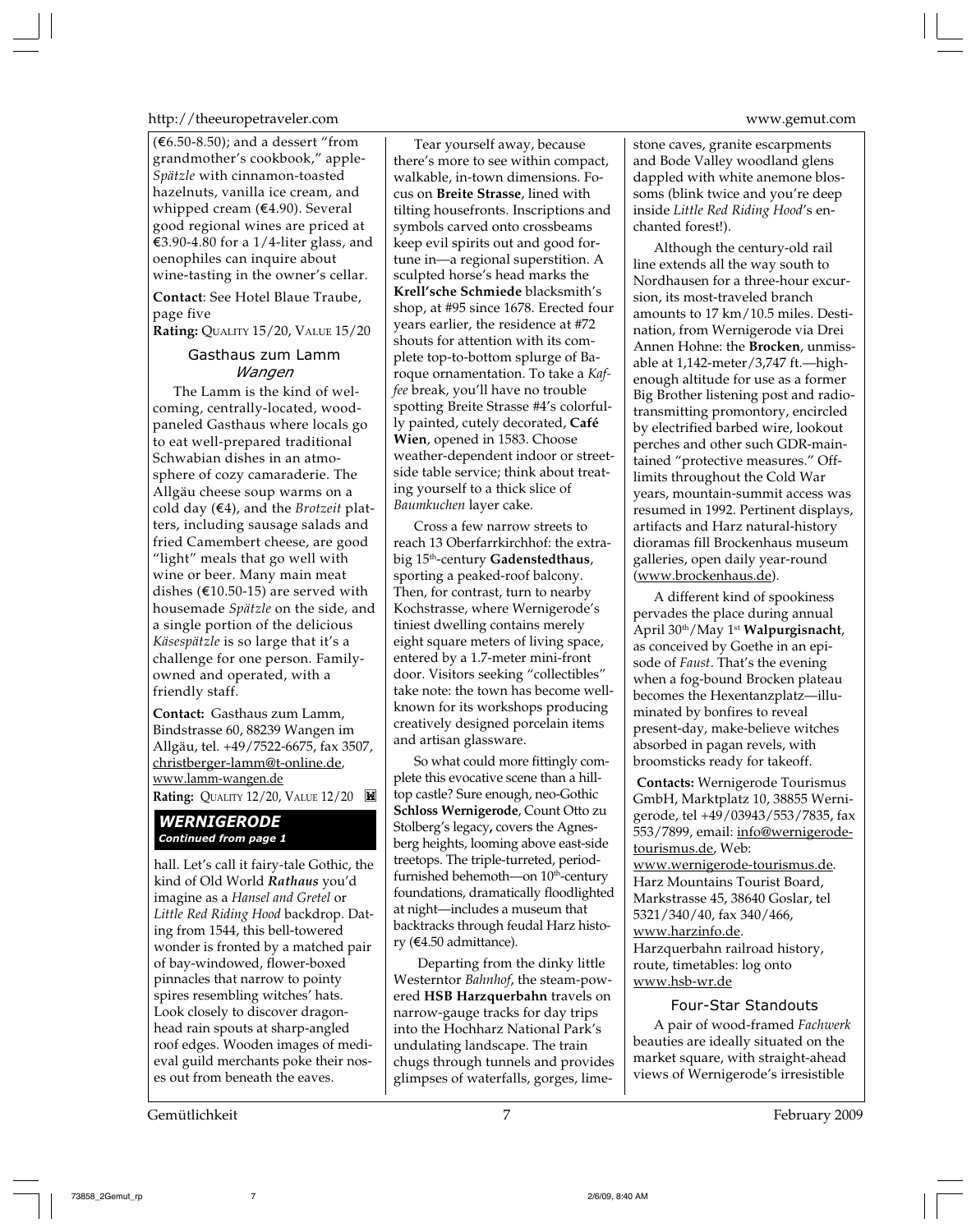(€6.50-8.50); and a dessert "from grandmother's cookbook," apple-*Spätzle* with cinnamon-toasted hazelnuts, vanilla ice cream, and whipped cream (€4.90). Several good regional wines are priced at €3.90-4.80 for a 1/4-liter glass, and oenophiles can inquire about wine-tasting in the owner's cellar.

**Contact**: See Hotel Blaue Traube, page five
**Rating:** QUALITY 15/20, VALUE 15/20

### Gasthaus zum Lamm
*Wangen*

The Lamm is the kind of welcoming, centrally-located, wood-paneled Gasthaus where locals go to eat well-prepared traditional Schwabian dishes in an atmosphere of cozy camaraderie. The Allgäu cheese soup warms on a cold day (€4), and the *Brotzeit* platters, including sausage salads and fried Camembert cheese, are good "light" meals that go well with wine or beer. Many main meat dishes (€10.50-15) are served with housemade *Spätzle* on the side, and a single portion of the delicious *Käsespätzle* is so large that it's a challenge for one person. Family-owned and operated, with a friendly staff.

**Contact:** Gasthaus zum Lamm, Bindstrasse 60, 88239 Wangen im Allgäu, tel. +49/7522-6675, fax 3507, christberger-lamm@t-online.de, www.lamm-wangen.de
**Rating:** QUALITY 12/20, VALUE 12/20

## WERNIGERODE
*Continued from page 1*

hall. Let's call it fairy-tale Gothic, the kind of Old World ***Rathaus*** you'd imagine as a *Hansel and Gretel* or *Little Red Riding Hood* backdrop. Dating from 1544, this bell-towered wonder is fronted by a matched pair of bay-windowed, flower-boxed pinnacles that narrow to pointy spires resembling witches' hats. Look closely to discover dragon-head rain spouts at sharp-angled roof edges. Wooden images of medieval guild merchants poke their noses out from beneath the eaves.

Tear yourself away, because there's more to see within compact, walkable, in-town dimensions. Focus on **Breite Strasse**, lined with tilting housefronts. Inscriptions and symbols carved onto crossbeams keep evil spirits out and good fortune in—a regional superstition. A sculpted horse's head marks the **Krell'sche Schmiede** blacksmith's shop, at #95 since 1678. Erected four years earlier, the residence at #72 shouts for attention with its complete top-to-bottom splurge of Baroque ornamentation. To take a *Kaffee* break, you'll have no trouble spotting Breite Strasse #4's colorfully painted, cutely decorated, **Café Wien**, opened in 1583. Choose weather-dependent indoor or streetside table service; think about treating yourself to a thick slice of *Baumkuchen* layer cake.

Cross a few narrow streets to reach 13 Oberfarrkirchhof: the extra-big 15th-century **Gadenstedthaus**, sporting a peaked-roof balcony. Then, for contrast, turn to nearby Kochstrasse, where Wernigerode's tiniest dwelling contains merely eight square meters of living space, entered by a 1.7-meter mini-front door. Visitors seeking "collectibles" take note: the town has become well-known for its workshops producing creatively designed porcelain items and artisan glassware.

So what could more fittingly complete this evocative scene than a hilltop castle? Sure enough, neo-Gothic **Schloss Wernigerode**, Count Otto zu Stolberg's legacy, covers the Agnesberg heights, looming above east-side treetops. The triple-turreted, period-furnished behemoth—on 10th-century foundations, dramatically floodlighted at night—includes a museum that backtracks through feudal Harz history (€4.50 admittance).

Departing from the dinky little Westerntor *Bahnhof*, the steam-powered **HSB Harzquerbahn** travels on narrow-gauge tracks for day trips into the Hochharz National Park's undulating landscape. The train chugs through tunnels and provides glimpses of waterfalls, gorges, limestone caves, granite escarpments and Bode Valley woodland glens dappled with white anemone blossoms (blink twice and you're deep inside *Little Red Riding Hood*'s enchanted forest!).

Although the century-old rail line extends all the way south to Nordhausen for a three-hour excursion, its most-traveled branch amounts to 17 km/10.5 miles. Destination, from Wernigerode via Drei Annen Hohne: the **Brocken**, unmissable at 1,142-meter/3,747 ft.—high-enough altitude for use as a former Big Brother listening post and radio-transmitting promontory, encircled by electrified barbed wire, lookout perches and other such GDR-maintained "protective measures." Off-limits throughout the Cold War years, mountain-summit access was resumed in 1992. Pertinent displays, artifacts and Harz natural-history dioramas fill Brockenhaus museum galleries, open daily year-round (www.brockenhaus.de).

A different kind of spookiness pervades the place during annual April 30th/May 1st **Walpurgisnacht**, as conceived by Goethe in an episode of *Faust*. That's the evening when a fog-bound Brocken plateau becomes the Hexentanzplatz—illuminated by bonfires to reveal present-day, make-believe witches absorbed in pagan revels, with broomsticks ready for takeoff.

**Contacts:** Wernigerode Tourismus GmbH, Marktplatz 10, 38855 Wernigerode, tel +49/03943/553/7835, fax 553/7899, email: info@wernigerode-tourismus.de, Web: www.wernigerode-tourismus.de.
Harz Mountains Tourist Board, Markstrasse 45, 38640 Goslar, tel 5321/340/40, fax 340/466, www.harzinfo.de.
Harzquerbahn railroad history, route, timetables: log onto www.hsb-wr.de

### Four-Star Standouts

A pair of wood-framed *Fachwerk* beauties are ideally situated on the market square, with straight-ahead views of Wernigerode's irresistible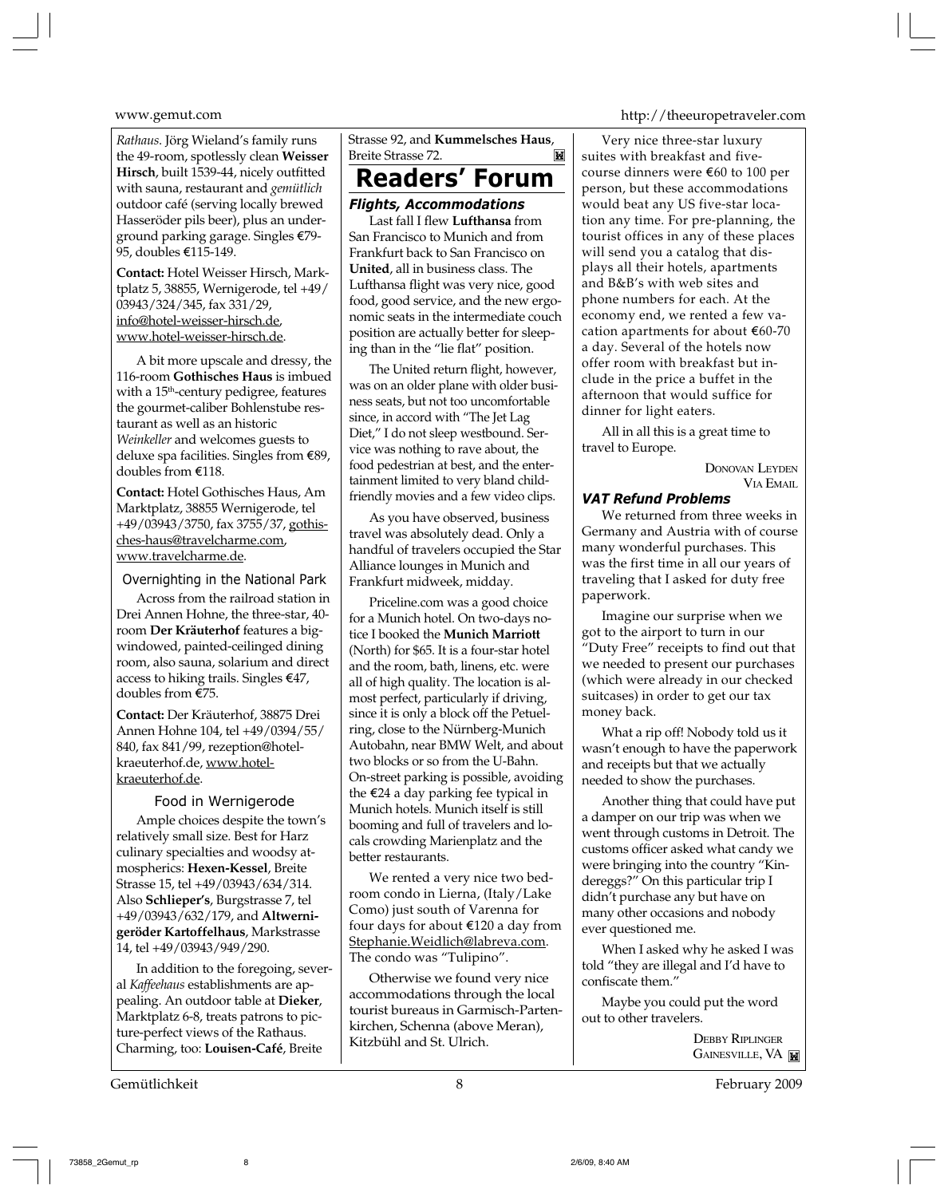*Rathaus*. Jörg Wieland's family runs the 49-room, spotlessly clean **Weisser Hirsch**, built 1539-44, nicely outfitted with sauna, restaurant and *gemütlich* outdoor café (serving locally brewed Hasseröder pils beer), plus an underground parking garage. Singles €79-95, doubles €115-149.

**Contact:** Hotel Weisser Hirsch, Marktplatz 5, 38855, Wernigerode, tel +49/03943/324/345, fax 331/29, info@hotel-weisser-hirsch.de, www.hotel-weisser-hirsch.de.

A bit more upscale and dressy, the 116-room **Gothisches Haus** is imbued with a 15th-century pedigree, features the gourmet-caliber Bohlenstube restaurant as well as an historic *Weinkeller* and welcomes guests to deluxe spa facilities. Singles from €89, doubles from €118.

**Contact:** Hotel Gothisches Haus, Am Marktplatz, 38855 Wernigerode, tel +49/03943/3750, fax 3755/37, gothisches-haus@travelcharme.com, www.travelcharme.de.

### Overnighting in the National Park

Across from the railroad station in Drei Annen Hohne, the three-star, 40-room **Der Kräuterhof** features a big-windowed, painted-ceilinged dining room, also sauna, solarium and direct access to hiking trails. Singles €47, doubles from €75.

**Contact:** Der Kräuterhof, 38875 Drei Annen Hohne 104, tel +49/0394/55/840, fax 841/99, rezeption@hotel-kraeuterhof.de, www.hotel-kraeuterhof.de.

### Food in Wernigerode

Ample choices despite the town's relatively small size. Best for Harz culinary specialties and woodsy atmospherics: **Hexen-Kessel**, Breite Strasse 15, tel +49/03943/634/314. Also **Schlieper's**, Burgstrasse 7, tel +49/03943/632/179, and **Altwernigeröder Kartoffelhaus**, Markstrasse 14, tel +49/03943/949/290.

In addition to the foregoing, several *Kaffeehaus* establishments are appealing. An outdoor table at **Dieker**, Marktplatz 6-8, treats patrons to picture-perfect views of the Rathaus. Charming, too: **Louisen-Café**, Breite Strasse 92, and **Kummelsches Haus**, Breite Strasse 72.

# Readers' Forum

### *Flights, Accommodations*

Last fall I flew **Lufthansa** from San Francisco to Munich and from Frankfurt back to San Francisco on **United**, all in business class. The Lufthansa flight was very nice, good food, good service, and the new ergonomic seats in the intermediate couch position are actually better for sleeping than in the "lie flat" position.

The United return flight, however, was on an older plane with older business seats, but not too uncomfortable since, in accord with "The Jet Lag Diet," I do not sleep westbound. Service was nothing to rave about, the food pedestrian at best, and the entertainment limited to very bland child-friendly movies and a few video clips.

As you have observed, business travel was absolutely dead. Only a handful of travelers occupied the Star Alliance lounges in Munich and Frankfurt midweek, midday.

Priceline.com was a good choice for a Munich hotel. On two-days notice I booked the **Munich Marriott** (North) for $65. It is a four-star hotel and the room, bath, linens, etc. were all of high quality. The location is almost perfect, particularly if driving, since it is only a block off the Petuelring, close to the Nürnberg-Munich Autobahn, near BMW Welt, and about two blocks or so from the U-Bahn. On-street parking is possible, avoiding the €24 a day parking fee typical in Munich hotels. Munich itself is still booming and full of travelers and locals crowding Marienplatz and the better restaurants.

We rented a very nice two bedroom condo in Lierna, (Italy/Lake Como) just south of Varenna for four days for about €120 a day from Stephanie.Weidlich@labreva.com. The condo was "Tulipino".

Otherwise we found very nice accommodations through the local tourist bureaus in Garmisch-Partenkirchen, Schenna (above Meran), Kitzbühl and St. Ulrich.

Very nice three-star luxury suites with breakfast and five-course dinners were €60 to 100 per person, but these accommodations would beat any US five-star location any time. For pre-planning, the tourist offices in any of these places will send you a catalog that displays all their hotels, apartments and B&B's with web sites and phone numbers for each. At the economy end, we rented a few vacation apartments for about €60-70 a day. Several of the hotels now offer room with breakfast but include in the price a buffet in the afternoon that would suffice for dinner for light eaters.

All in all this is a great time to travel to Europe.

DONOVAN LEYDEN
VIA EMAIL

### *VAT Refund Problems*

We returned from three weeks in Germany and Austria with of course many wonderful purchases. This was the first time in all our years of traveling that I asked for duty free paperwork.

Imagine our surprise when we got to the airport to turn in our "Duty Free" receipts to find out that we needed to present our purchases (which were already in our checked suitcases) in order to get our tax money back.

What a rip off! Nobody told us it wasn't enough to have the paperwork and receipts but that we actually needed to show the purchases.

Another thing that could have put a damper on our trip was when we went through customs in Detroit. The customs officer asked what candy we were bringing into the country "Kindereggs?" On this particular trip I didn't purchase any but have on many other occasions and nobody ever questioned me.

When I asked why he asked I was told "they are illegal and I'd have to confiscate them."

Maybe you could put the word out to other travelers.

DEBBY RIPLINGER
GAINESVILLE, VA